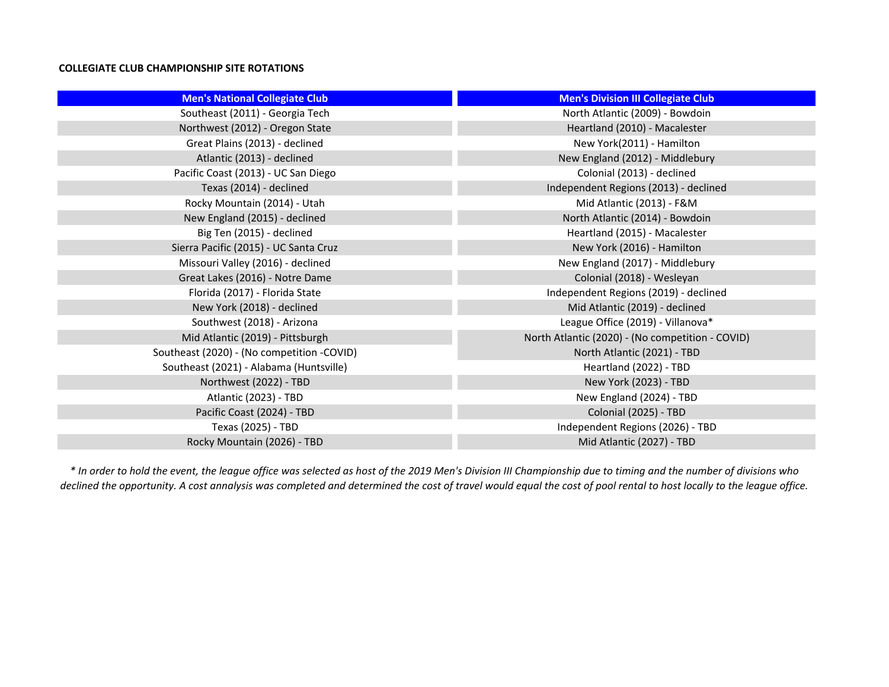**COLLEGIATE CLUB CHAMPIONSHIP SITE ROTATIONS**

| Men's National Collegiate Club | Men's Division III Collegiate Club |
|---|---|
| Southeast (2011) - Georgia Tech | North Atlantic (2009) - Bowdoin |
| Northwest (2012) - Oregon State | Heartland (2010) - Macalester |
| Great Plains (2013) - declined | New York(2011) - Hamilton |
| Atlantic (2013) - declined | New England (2012) - Middlebury |
| Pacific Coast (2013) - UC San Diego | Colonial (2013) - declined |
| Texas (2014) - declined | Independent Regions (2013) - declined |
| Rocky Mountain (2014) - Utah | Mid Atlantic (2013) - F&M |
| New England (2015) - declined | North Atlantic (2014) - Bowdoin |
| Big Ten (2015) - declined | Heartland (2015) - Macalester |
| Sierra Pacific (2015) - UC Santa Cruz | New York (2016) - Hamilton |
| Missouri Valley (2016) - declined | New England (2017) - Middlebury |
| Great Lakes (2016) - Notre Dame | Colonial (2018) - Wesleyan |
| Florida (2017) - Florida State | Independent Regions (2019) - declined |
| New York (2018) - declined | Mid Atlantic (2019) - declined |
| Southwest (2018) - Arizona | League Office (2019) - Villanova* |
| Mid Atlantic (2019) - Pittsburgh | North Atlantic (2020) - (No competition - COVID) |
| Southeast (2020) - (No competition -COVID) | North Atlantic (2021) - TBD |
| Southeast (2021) - Alabama (Huntsville) | Heartland (2022) - TBD |
| Northwest (2022) - TBD | New York (2023) - TBD |
| Atlantic (2023) - TBD | New England (2024) - TBD |
| Pacific Coast (2024) - TBD | Colonial (2025) - TBD |
| Texas (2025) - TBD | Independent Regions (2026) - TBD |
| Rocky Mountain (2026) - TBD | Mid Atlantic (2027) - TBD |

*\* In order to hold the event, the league office was selected as host of the 2019 Men's Division III Championship due to timing and the number of divisions who declined the opportunity. A cost annalysis was completed and determined the cost of travel would equal the cost of pool rental to host locally to the league office.*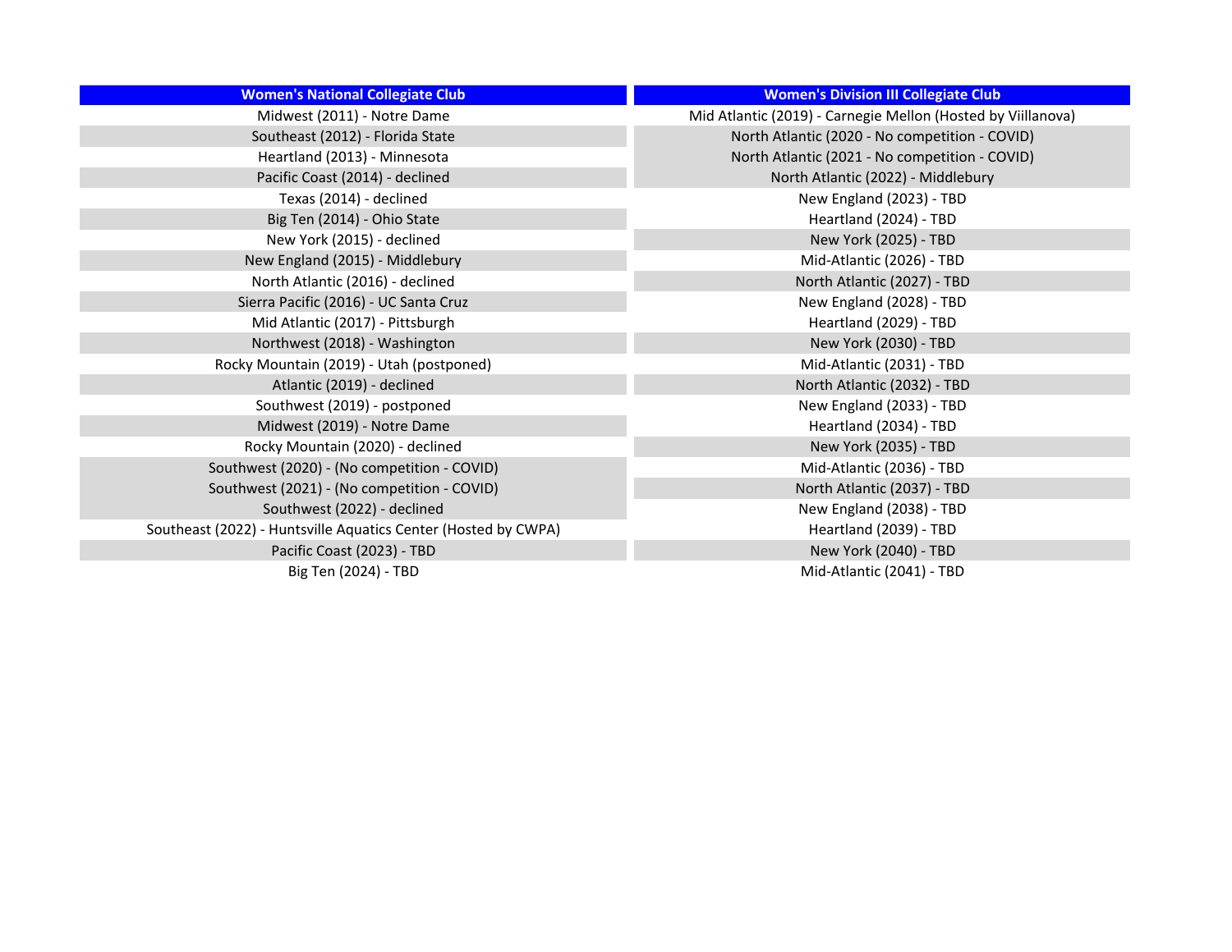| Women's National Collegiate Club | Women's Division III Collegiate Club |
|---|---|
| Midwest (2011) - Notre Dame | Mid Atlantic (2019) - Carnegie Mellon (Hosted by Viillanova) |
| Southeast (2012) - Florida State | North Atlantic (2020 - No competition - COVID) |
| Heartland (2013) - Minnesota | North Atlantic (2021 - No competition - COVID) |
| Pacific Coast (2014) - declined | North Atlantic (2022) - Middlebury |
| Texas (2014) - declined | New England (2023) - TBD |
| Big Ten (2014) - Ohio State | Heartland (2024) - TBD |
| New York (2015) - declined | New York (2025) - TBD |
| New England (2015) - Middlebury | Mid-Atlantic (2026) - TBD |
| North Atlantic (2016) - declined | North Atlantic (2027) - TBD |
| Sierra Pacific (2016) - UC Santa Cruz | New England (2028) - TBD |
| Mid Atlantic (2017) - Pittsburgh | Heartland (2029) - TBD |
| Northwest (2018) - Washington | New York (2030) - TBD |
| Rocky Mountain (2019) - Utah (postponed) | Mid-Atlantic (2031) - TBD |
| Atlantic (2019) - declined | North Atlantic (2032) - TBD |
| Southwest (2019) - postponed | New England (2033) - TBD |
| Midwest (2019) - Notre Dame | Heartland (2034) - TBD |
| Rocky Mountain (2020) - declined | New York (2035) - TBD |
| Southwest (2020) - (No competition - COVID) | Mid-Atlantic (2036) - TBD |
| Southwest (2021) - (No competition - COVID) | North Atlantic (2037) - TBD |
| Southwest (2022) - declined | New England (2038) - TBD |
| Southeast (2022) - Huntsville Aquatics Center (Hosted by CWPA) | Heartland (2039) - TBD |
| Pacific Coast (2023) - TBD | New York (2040) - TBD |
| Big Ten (2024) - TBD | Mid-Atlantic (2041) - TBD |